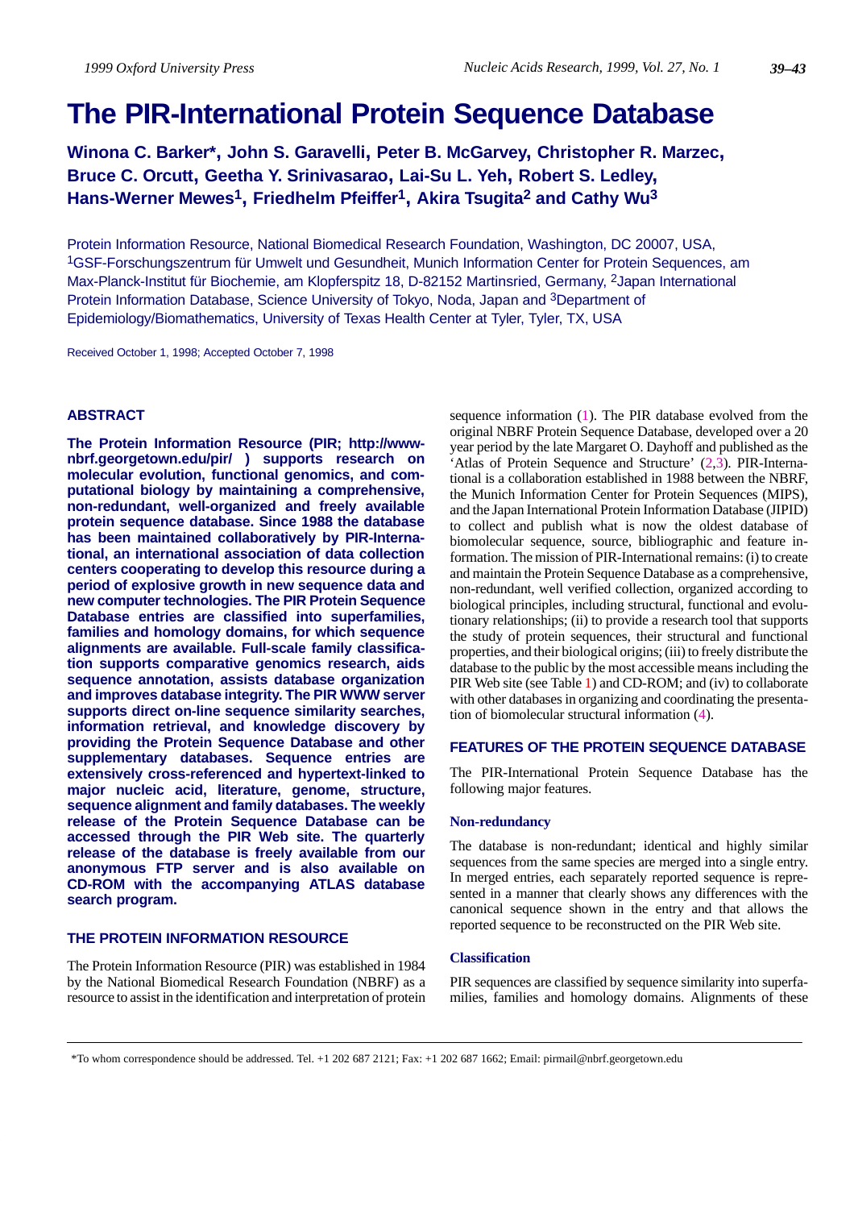# The PIR-International Protein Sequence Database

**Winona C. Barker\*, John S. Garavelli, Peter B. McGarvey, Christopher R. Marzec, Bruce C. Orcutt, Geetha Y. Srinivasarao, Lai-Su L. Yeh, Robert S. Ledley, Hans-Werner Mewes[1], Friedhelm Pfeiffer[1], Akira Tsugita[2] and Cathy Wu[3]**

Protein Information Resource, National Biomedical Research Foundation, Washington, DC 20007, USA, [1]GSF-Forschungszentrum für Umwelt und Gesundheit, Munich Information Center for Protein Sequences, am Max-Planck-Institut für Biochemie, am Klopferspitz 18, D-82152 Martinsried, Germany, [2]Japan International Protein Information Database, Science University of Tokyo, Noda, Japan and [3]Department of Epidemiology/Biomathematics, University of Texas Health Center at Tyler, Tyler, TX, USA

Received October 1, 1998; Accepted October 7, 1998

## ABSTRACT

**The Protein Information Resource (PIR; http://www-nbrf.georgetown.edu/pir/ ) supports research on molecular evolution, functional genomics, and computational biology by maintaining a comprehensive, non-redundant, well-organized and freely available protein sequence database. Since 1988 the database has been maintained collaboratively by PIR-International, an international association of data collection centers cooperating to develop this resource during a period of explosive growth in new sequence data and new computer technologies. The PIR Protein Sequence Database entries are classified into superfamilies, families and homology domains, for which sequence alignments are available. Full-scale family classification supports comparative genomics research, aids sequence annotation, assists database organization and improves database integrity. The PIR WWW server supports direct on-line sequence similarity searches, information retrieval, and knowledge discovery by providing the Protein Sequence Database and other supplementary databases. Sequence entries are extensively cross-referenced and hypertext-linked to major nucleic acid, literature, genome, structure, sequence alignment and family databases. The weekly release of the Protein Sequence Database can be accessed through the PIR Web site. The quarterly release of the database is freely available from our anonymous FTP server and is also available on CD-ROM with the accompanying ATLAS database search program.**

## THE PROTEIN INFORMATION RESOURCE

The Protein Information Resource (PIR) was established in 1984 by the National Biomedical Research Foundation (NBRF) as a resource to assist in the identification and interpretation of protein sequence information (1). The PIR database evolved from the original NBRF Protein Sequence Database, developed over a 20 year period by the late Margaret O. Dayhoff and published as the 'Atlas of Protein Sequence and Structure' (2,3). PIR-International is a collaboration established in 1988 between the NBRF, the Munich Information Center for Protein Sequences (MIPS), and the Japan International Protein Information Database (JIPID) to collect and publish what is now the oldest database of biomolecular sequence, source, bibliographic and feature information. The mission of PIR-International remains: (i) to create and maintain the Protein Sequence Database as a comprehensive, non-redundant, well verified collection, organized according to biological principles, including structural, functional and evolutionary relationships; (ii) to provide a research tool that supports the study of protein sequences, their structural and functional properties, and their biological origins; (iii) to freely distribute the database to the public by the most accessible means including the PIR Web site (see Table 1) and CD-ROM; and (iv) to collaborate with other databases in organizing and coordinating the presentation of biomolecular structural information (4).

## FEATURES OF THE PROTEIN SEQUENCE DATABASE

The PIR-International Protein Sequence Database has the following major features.

### Non-redundancy

The database is non-redundant; identical and highly similar sequences from the same species are merged into a single entry. In merged entries, each separately reported sequence is represented in a manner that clearly shows any differences with the canonical sequence shown in the entry and that allows the reported sequence to be reconstructed on the PIR Web site.

### Classification

PIR sequences are classified by sequence similarity into superfamilies, families and homology domains. Alignments of these

\*To whom correspondence should be addressed. Tel. +1 202 687 2121; Fax: +1 202 687 1662; Email: pirmail@nbrf.georgetown.edu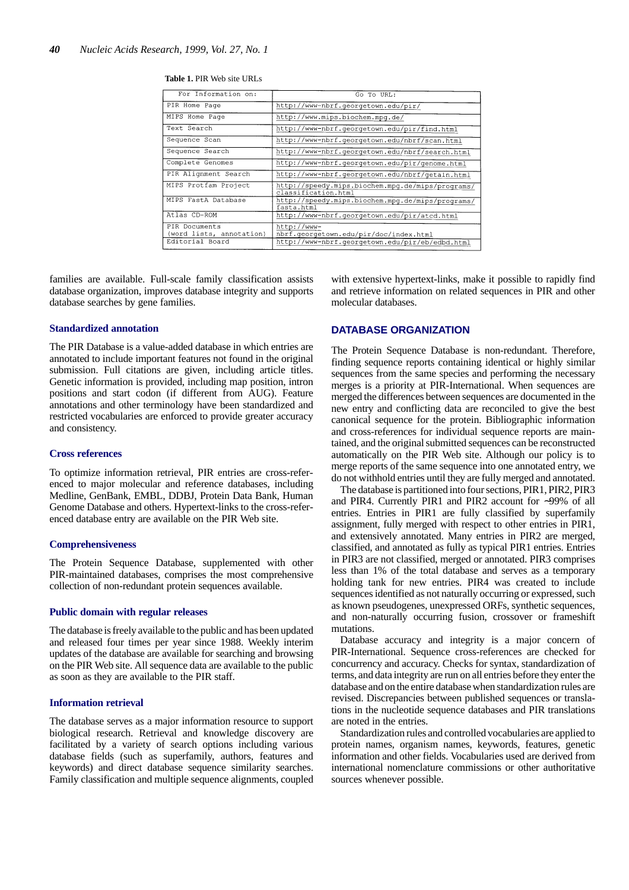**Table 1.** PIR Web site URLs

| For Information on: | Go To URL: |
|---|---|
| PIR Home Page | http://www-nbrf.georgetown.edu/pir/ |
| MIPS Home Page | http://www.mips.biochem.mpg.de/ |
| Text Search | http://www-nbrf.georgetown.edu/pir/find.html |
| Sequence Scan | http://www-nbrf.georgetown.edu/nbrf/scan.html |
| Sequence Search | http://www-nbrf.georgetown.edu/nbrf/search.html |
| Complete Genomes | http://www-nbrf.georgetown.edu/pir/genome.html |
| PIR Alignment Search | http://www-nbrf.georgetown.edu/nbrf/getaln.html |
| MIPS Protfam Project | http://speedy.mips.biochem.mpg.de/mips/programs/classification.html |
| MIPS FastA Database | http://speedy.mips.biochem.mpg.de/mips/programs/fasta.html |
| Atlas CD-ROM | http://www-nbrf.georgetown.edu/pir/atcd.html |
| PIR Documents (word lists, annotation) | http://www-nbrf.georgetown.edu/pir/doc/index.html |
| Editorial Board | http://www-nbrf.georgetown.edu/pir/eb/edbd.html |

families are available. Full-scale family classification assists database organization, improves database integrity and supports database searches by gene families.

### Standardized annotation

The PIR Database is a value-added database in which entries are annotated to include important features not found in the original submission. Full citations are given, including article titles. Genetic information is provided, including map position, intron positions and start codon (if different from AUG). Feature annotations and other terminology have been standardized and restricted vocabularies are enforced to provide greater accuracy and consistency.

### Cross references

To optimize information retrieval, PIR entries are cross-referenced to major molecular and reference databases, including Medline, GenBank, EMBL, DDBJ, Protein Data Bank, Human Genome Database and others. Hypertext-links to the cross-referenced database entry are available on the PIR Web site.

### Comprehensiveness

The Protein Sequence Database, supplemented with other PIR-maintained databases, comprises the most comprehensive collection of non-redundant protein sequences available.

### Public domain with regular releases

The database is freely available to the public and has been updated and released four times per year since 1988. Weekly interim updates of the database are available for searching and browsing on the PIR Web site. All sequence data are available to the public as soon as they are available to the PIR staff.

### Information retrieval

The database serves as a major information resource to support biological research. Retrieval and knowledge discovery are facilitated by a variety of search options including various database fields (such as superfamily, authors, features and keywords) and direct database sequence similarity searches. Family classification and multiple sequence alignments, coupled with extensive hypertext-links, make it possible to rapidly find and retrieve information on related sequences in PIR and other molecular databases.

## DATABASE ORGANIZATION

The Protein Sequence Database is non-redundant. Therefore, finding sequence reports containing identical or highly similar sequences from the same species and performing the necessary merges is a priority at PIR-International. When sequences are merged the differences between sequences are documented in the new entry and conflicting data are reconciled to give the best canonical sequence for the protein. Bibliographic information and cross-references for individual sequence reports are maintained, and the original submitted sequences can be reconstructed automatically on the PIR Web site. Although our policy is to merge reports of the same sequence into one annotated entry, we do not withhold entries until they are fully merged and annotated.

The database is partitioned into four sections, PIR1, PIR2, PIR3 and PIR4. Currently PIR1 and PIR2 account for ~99% of all entries. Entries in PIR1 are fully classified by superfamily assignment, fully merged with respect to other entries in PIR1, and extensively annotated. Many entries in PIR2 are merged, classified, and annotated as fully as typical PIR1 entries. Entries in PIR3 are not classified, merged or annotated. PIR3 comprises less than 1% of the total database and serves as a temporary holding tank for new entries. PIR4 was created to include sequences identified as not naturally occurring or expressed, such as known pseudogenes, unexpressed ORFs, synthetic sequences, and non-naturally occurring fusion, crossover or frameshift mutations.

Database accuracy and integrity is a major concern of PIR-International. Sequence cross-references are checked for concurrency and accuracy. Checks for syntax, standardization of terms, and data integrity are run on all entries before they enter the database and on the entire database when standardization rules are revised. Discrepancies between published sequences or translations in the nucleotide sequence databases and PIR translations are noted in the entries.

Standardization rules and controlled vocabularies are applied to protein names, organism names, keywords, features, genetic information and other fields. Vocabularies used are derived from international nomenclature commissions or other authoritative sources whenever possible.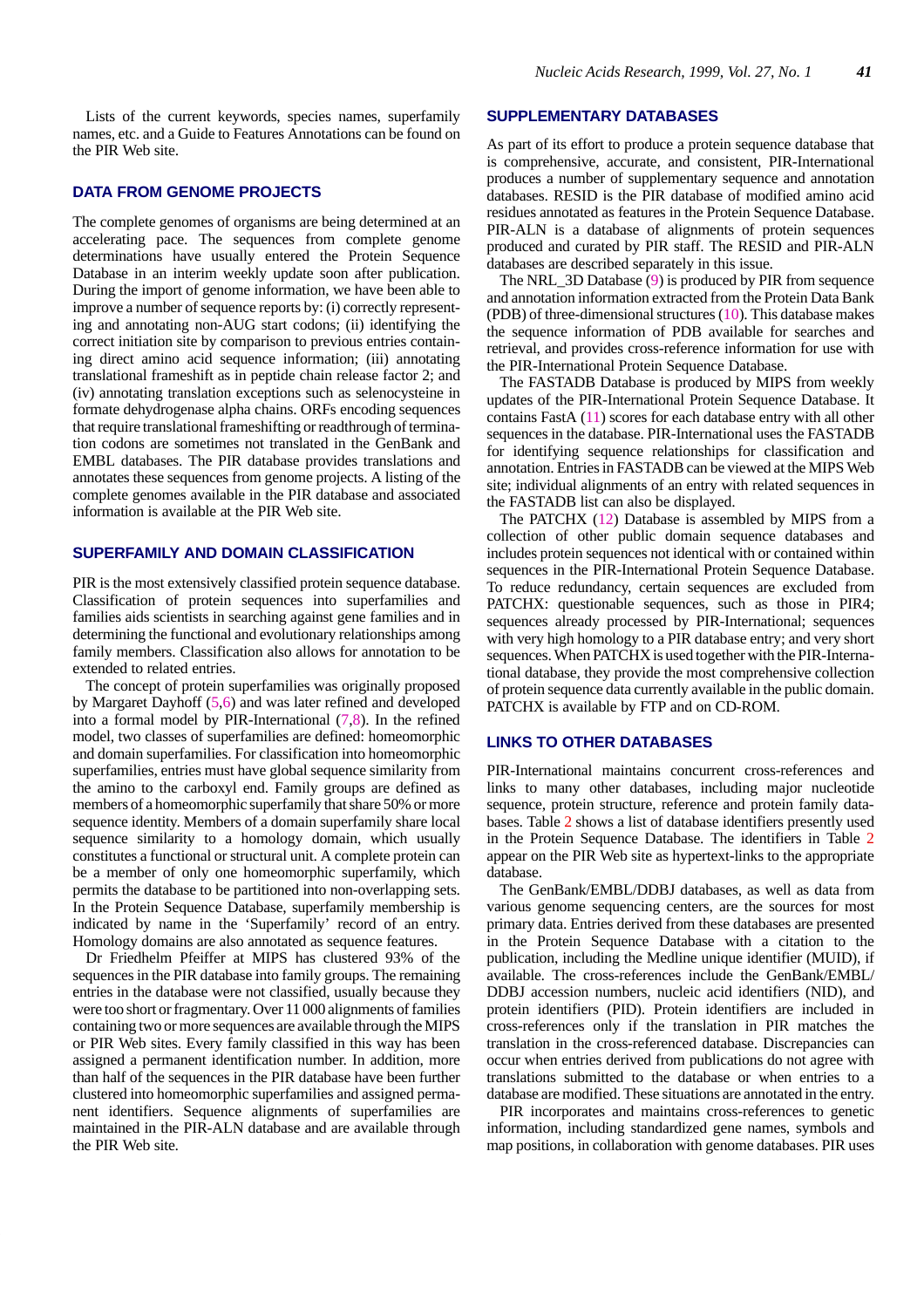Lists of the current keywords, species names, superfamily names, etc. and a Guide to Features Annotations can be found on the PIR Web site.

## DATA FROM GENOME PROJECTS

The complete genomes of organisms are being determined at an accelerating pace. The sequences from complete genome determinations have usually entered the Protein Sequence Database in an interim weekly update soon after publication. During the import of genome information, we have been able to improve a number of sequence reports by: (i) correctly representing and annotating non-AUG start codons; (ii) identifying the correct initiation site by comparison to previous entries containing direct amino acid sequence information; (iii) annotating translational frameshift as in peptide chain release factor 2; and (iv) annotating translation exceptions such as selenocysteine in formate dehydrogenase alpha chains. ORFs encoding sequences that require translational frameshifting or readthrough of termination codons are sometimes not translated in the GenBank and EMBL databases. The PIR database provides translations and annotates these sequences from genome projects. A listing of the complete genomes available in the PIR database and associated information is available at the PIR Web site.

## SUPERFAMILY AND DOMAIN CLASSIFICATION

PIR is the most extensively classified protein sequence database. Classification of protein sequences into superfamilies and families aids scientists in searching against gene families and in determining the functional and evolutionary relationships among family members. Classification also allows for annotation to be extended to related entries.

The concept of protein superfamilies was originally proposed by Margaret Dayhoff (5,6) and was later refined and developed into a formal model by PIR-International (7,8). In the refined model, two classes of superfamilies are defined: homeomorphic and domain superfamilies. For classification into homeomorphic superfamilies, entries must have global sequence similarity from the amino to the carboxyl end. Family groups are defined as members of a homeomorphic superfamily that share 50% or more sequence identity. Members of a domain superfamily share local sequence similarity to a homology domain, which usually constitutes a functional or structural unit. A complete protein can be a member of only one homeomorphic superfamily, which permits the database to be partitioned into non-overlapping sets. In the Protein Sequence Database, superfamily membership is indicated by name in the 'Superfamily' record of an entry. Homology domains are also annotated as sequence features.

Dr Friedhelm Pfeiffer at MIPS has clustered 93% of the sequences in the PIR database into family groups. The remaining entries in the database were not classified, usually because they were too short or fragmentary. Over 11 000 alignments of families containing two or more sequences are available through the MIPS or PIR Web sites. Every family classified in this way has been assigned a permanent identification number. In addition, more than half of the sequences in the PIR database have been further clustered into homeomorphic superfamilies and assigned permanent identifiers. Sequence alignments of superfamilies are maintained in the PIR-ALN database and are available through the PIR Web site.

## SUPPLEMENTARY DATABASES

As part of its effort to produce a protein sequence database that is comprehensive, accurate, and consistent, PIR-International produces a number of supplementary sequence and annotation databases. RESID is the PIR database of modified amino acid residues annotated as features in the Protein Sequence Database. PIR-ALN is a database of alignments of protein sequences produced and curated by PIR staff. The RESID and PIR-ALN databases are described separately in this issue.

The NRL_3D Database (9) is produced by PIR from sequence and annotation information extracted from the Protein Data Bank (PDB) of three-dimensional structures (10). This database makes the sequence information of PDB available for searches and retrieval, and provides cross-reference information for use with the PIR-International Protein Sequence Database.

The FASTADB Database is produced by MIPS from weekly updates of the PIR-International Protein Sequence Database. It contains FastA (11) scores for each database entry with all other sequences in the database. PIR-International uses the FASTADB for identifying sequence relationships for classification and annotation. Entries in FASTADB can be viewed at the MIPS Web site; individual alignments of an entry with related sequences in the FASTADB list can also be displayed.

The PATCHX (12) Database is assembled by MIPS from a collection of other public domain sequence databases and includes protein sequences not identical with or contained within sequences in the PIR-International Protein Sequence Database. To reduce redundancy, certain sequences are excluded from PATCHX: questionable sequences, such as those in PIR4; sequences already processed by PIR-International; sequences with very high homology to a PIR database entry; and very short sequences. When PATCHX is used together with the PIR-International database, they provide the most comprehensive collection of protein sequence data currently available in the public domain. PATCHX is available by FTP and on CD-ROM.

## LINKS TO OTHER DATABASES

PIR-International maintains concurrent cross-references and links to many other databases, including major nucleotide sequence, protein structure, reference and protein family databases. Table 2 shows a list of database identifiers presently used in the Protein Sequence Database. The identifiers in Table 2 appear on the PIR Web site as hypertext-links to the appropriate database.

The GenBank/EMBL/DDBJ databases, as well as data from various genome sequencing centers, are the sources for most primary data. Entries derived from these databases are presented in the Protein Sequence Database with a citation to the publication, including the Medline unique identifier (MUID), if available. The cross-references include the GenBank/EMBL/DDBJ accession numbers, nucleic acid identifiers (NID), and protein identifiers (PID). Protein identifiers are included in cross-references only if the translation in PIR matches the translation in the cross-referenced database. Discrepancies can occur when entries derived from publications do not agree with translations submitted to the database or when entries to a database are modified. These situations are annotated in the entry.

PIR incorporates and maintains cross-references to genetic information, including standardized gene names, symbols and map positions, in collaboration with genome databases. PIR uses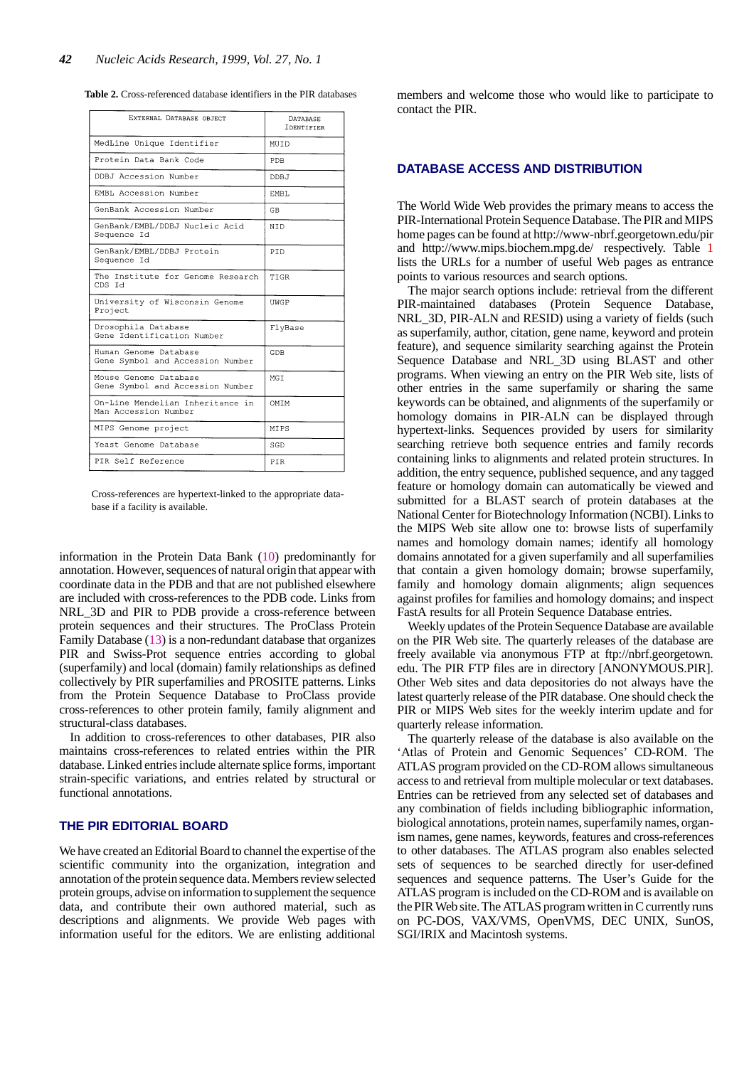**Table 2.** Cross-referenced database identifiers in the PIR databases

| External Database Object | Database Identifier |
|---|---|
| MedLine Unique Identifier | MUID |
| Protein Data Bank Code | PDB |
| DDBJ Accession Number | DDBJ |
| EMBL Accession Number | EMBL |
| GenBank Accession Number | GB |
| GenBank/EMBL/DDBJ Nucleic Acid Sequence Id | NID |
| GenBank/EMBL/DDBJ Protein Sequence Id | PID |
| The Institute for Genome Research CDS Id | TIGR |
| University of Wisconsin Genome Project | UWGP |
| Drosophila Database Gene Identification Number | FlyBase |
| Human Genome Database Gene Symbol and Accession Number | GDB |
| Mouse Genome Database Gene Symbol and Accession Number | MGI |
| On-Line Mendelian Inheritance in Man Accession Number | OMIM |
| MIPS Genome project | MIPS |
| Yeast Genome Database | SGD |
| PIR Self Reference | PIR |

Cross-references are hypertext-linked to the appropriate database if a facility is available.

information in the Protein Data Bank (10) predominantly for annotation. However, sequences of natural origin that appear with coordinate data in the PDB and that are not published elsewhere are included with cross-references to the PDB code. Links from NRL_3D and PIR to PDB provide a cross-reference between protein sequences and their structures. The ProClass Protein Family Database (13) is a non-redundant database that organizes PIR and Swiss-Prot sequence entries according to global (superfamily) and local (domain) family relationships as defined collectively by PIR superfamilies and PROSITE patterns. Links from the Protein Sequence Database to ProClass provide cross-references to other protein family, family alignment and structural-class databases.

In addition to cross-references to other databases, PIR also maintains cross-references to related entries within the PIR database. Linked entries include alternate splice forms, important strain-specific variations, and entries related by structural or functional annotations.

## THE PIR EDITORIAL BOARD

We have created an Editorial Board to channel the expertise of the scientific community into the organization, integration and annotation of the protein sequence data. Members review selected protein groups, advise on information to supplement the sequence data, and contribute their own authored material, such as descriptions and alignments. We provide Web pages with information useful for the editors. We are enlisting additional members and welcome those who would like to participate to contact the PIR.

## DATABASE ACCESS AND DISTRIBUTION

The World Wide Web provides the primary means to access the PIR-International Protein Sequence Database. The PIR and MIPS home pages can be found at http://www-nbrf.georgetown.edu/pir and http://www.mips.biochem.mpg.de/ respectively. Table 1 lists the URLs for a number of useful Web pages as entrance points to various resources and search options.

The major search options include: retrieval from the different PIR-maintained databases (Protein Sequence Database, NRL_3D, PIR-ALN and RESID) using a variety of fields (such as superfamily, author, citation, gene name, keyword and protein feature), and sequence similarity searching against the Protein Sequence Database and NRL_3D using BLAST and other programs. When viewing an entry on the PIR Web site, lists of other entries in the same superfamily or sharing the same keywords can be obtained, and alignments of the superfamily or homology domains in PIR-ALN can be displayed through hypertext-links. Sequences provided by users for similarity searching retrieve both sequence entries and family records containing links to alignments and related protein structures. In addition, the entry sequence, published sequence, and any tagged feature or homology domain can automatically be viewed and submitted for a BLAST search of protein databases at the National Center for Biotechnology Information (NCBI). Links to the MIPS Web site allow one to: browse lists of superfamily names and homology domain names; identify all homology domains annotated for a given superfamily and all superfamilies that contain a given homology domain; browse superfamily, family and homology domain alignments; align sequences against profiles for families and homology domains; and inspect FastA results for all Protein Sequence Database entries.

Weekly updates of the Protein Sequence Database are available on the PIR Web site. The quarterly releases of the database are freely available via anonymous FTP at ftp://nbrf.georgetown.edu. The PIR FTP files are in directory [ANONYMOUS.PIR]. Other Web sites and data depositories do not always have the latest quarterly release of the PIR database. One should check the PIR or MIPS Web sites for the weekly interim update and for quarterly release information.

The quarterly release of the database is also available on the 'Atlas of Protein and Genomic Sequences' CD-ROM. The ATLAS program provided on the CD-ROM allows simultaneous access to and retrieval from multiple molecular or text databases. Entries can be retrieved from any selected set of databases and any combination of fields including bibliographic information, biological annotations, protein names, superfamily names, organism names, gene names, keywords, features and cross-references to other databases. The ATLAS program also enables selected sets of sequences to be searched directly for user-defined sequences and sequence patterns. The User's Guide for the ATLAS program is included on the CD-ROM and is available on the PIR Web site. The ATLAS program written in C currently runs on PC-DOS, VAX/VMS, OpenVMS, DEC UNIX, SunOS, SGI/IRIX and Macintosh systems.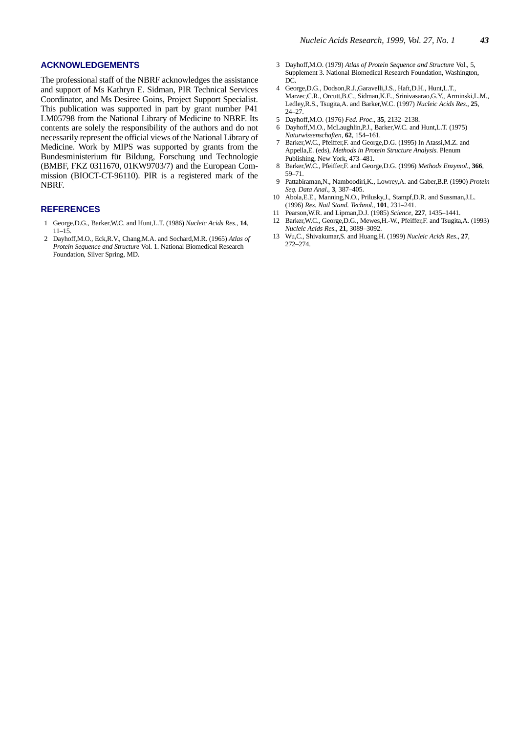## ACKNOWLEDGEMENTS

The professional staff of the NBRF acknowledges the assistance and support of Ms Kathryn E. Sidman, PIR Technical Services Coordinator, and Ms Desiree Goins, Project Support Specialist. This publication was supported in part by grant number P41 LM05798 from the National Library of Medicine to NBRF. Its contents are solely the responsibility of the authors and do not necessarily represent the official views of the National Library of Medicine. Work by MIPS was supported by grants from the Bundesministerium für Bildung, Forschung und Technologie (BMBF, FKZ 0311670, 01KW9703/7) and the European Commission (BIOCT-CT-96110). PIR is a registered mark of the NBRF.

## REFERENCES

1. George,D.G., Barker,W.C. and Hunt,L.T. (1986) *Nucleic Acids Res*., **14**, 11–15.
2. Dayhoff,M.O., Eck,R.V., Chang,M.A. and Sochard,M.R. (1965) *Atlas of Protein Sequence and Structure* Vol. 1. National Biomedical Research Foundation, Silver Spring, MD.
3. Dayhoff,M.O. (1979) *Atlas of Protein Sequence and Structure* Vol., 5, Supplement 3. National Biomedical Research Foundation, Washington, DC.
4. George,D.G., Dodson,R.J.,Garavelli,J.S., Haft,D.H., Hunt,L.T., Marzec,C.R., Orcutt,B.C., Sidman,K.E., Srinivasarao,G.Y., Arminski,L.M., Ledley,R.S., Tsugita,A. and Barker,W.C. (1997) *Nucleic Acids Res*., **25**, 24–27.
5. Dayhoff,M.O. (1976) *Fed. Proc*., **35**, 2132–2138.
6. Dayhoff,M.O., McLaughlin,P.J., Barker,W.C. and Hunt,L.T. (1975) *Naturwissenschaften*, **62**, 154–161.
7. Barker,W.C., Pfeiffer,F. and George,D.G. (1995) In Atassi,M.Z. and Appella,E. (eds), *Methods in Protein Structure Analysis*. Plenum Publishing, New York, 473–481.
8. Barker,W.C., Pfeiffer,F. and George,D.G. (1996) *Methods Enzymol*., **366**, 59–71.
9. Pattabiraman,N., Namboodiri,K., Lowrey,A. and Gaber,B.P. (1990) *Protein Seq. Data Anal*., **3**, 387–405.
10. Abola,E.E., Manning,N.O., Prilusky,J., Stampf,D.R. and Sussman,J.L. (1996) *Res. Natl Stand. Technol*., **101**, 231–241.
11. Pearson,W.R. and Lipman,D.J. (1985) *Science*, **227**, 1435–1441.
12. Barker,W.C., George,D.G., Mewes,H.-W., Pfeiffer,F. and Tsugita,A. (1993) *Nucleic Acids Res*., **21**, 3089–3092.
13. Wu,C., Shivakumar,S. and Huang,H. (1999) *Nucleic Acids Res*., **27**, 272–274.